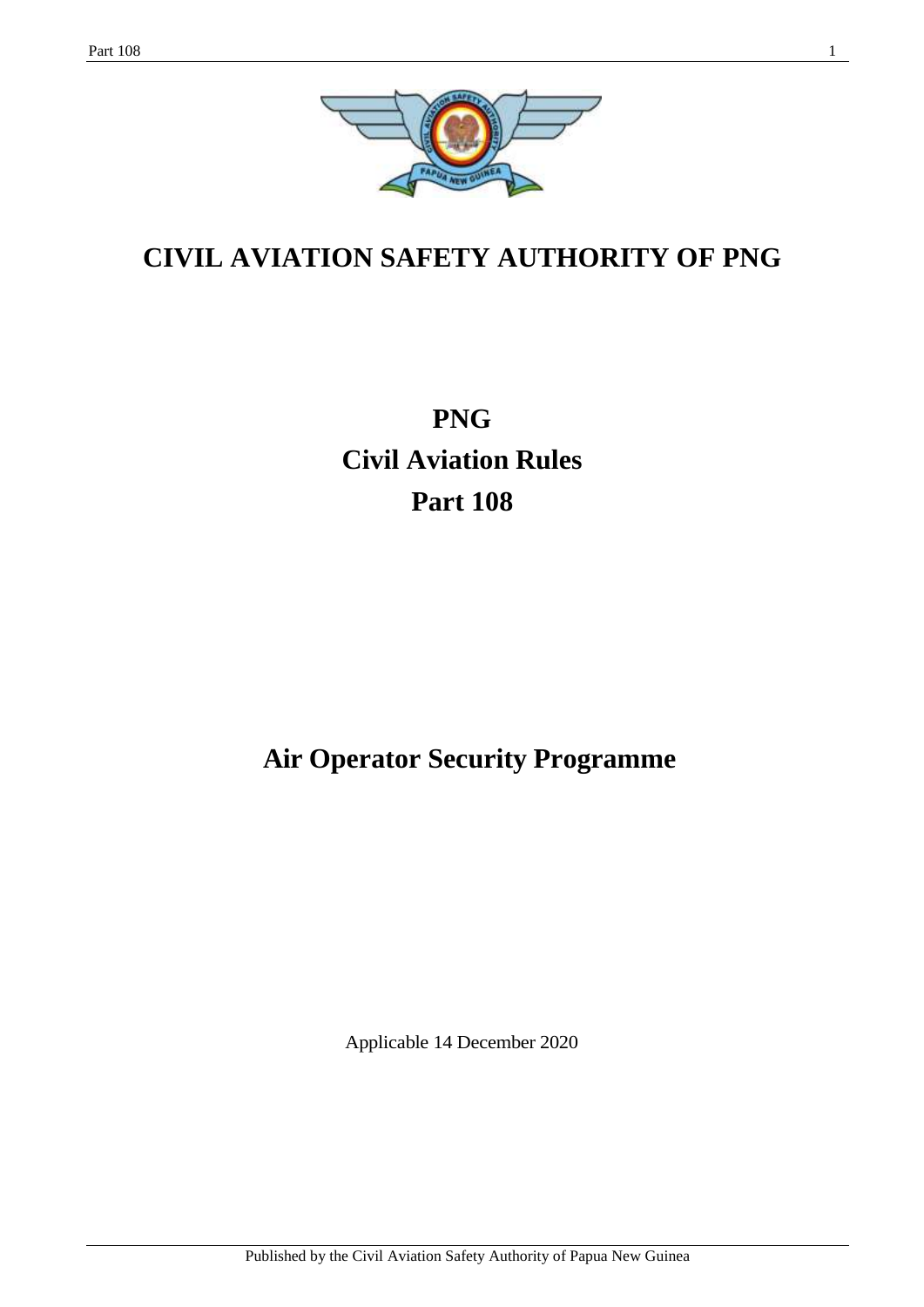# CIVIL AVIATION SAFETY AUTHORITY OF PNG

# PNG
# Civil Aviation Rules
# Part 108

# Air Operator Security Programme

Applicable 14 December 2020

Published by the Civil Aviation Safety Authority of Papua New Guinea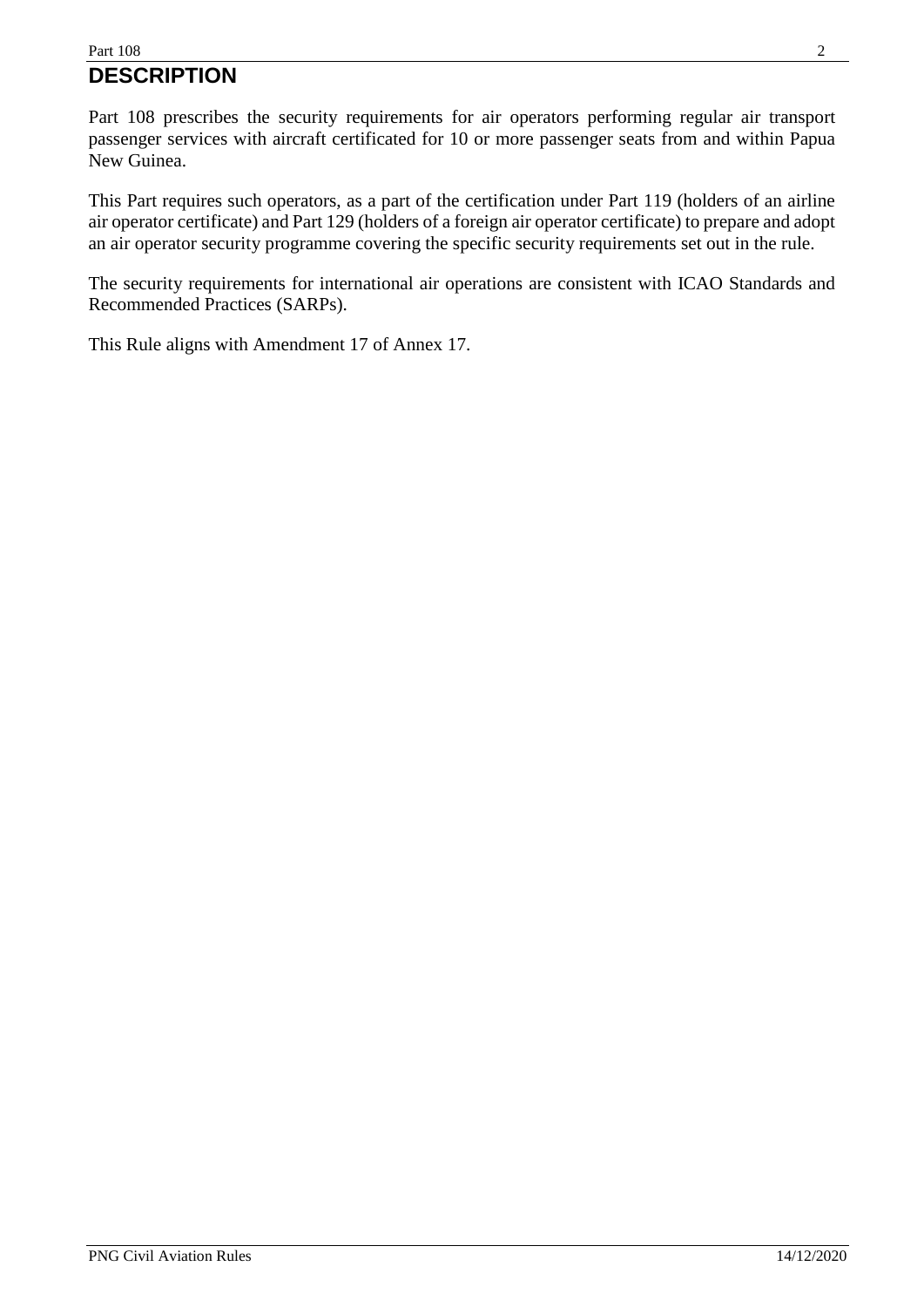# DESCRIPTION

Part 108 prescribes the security requirements for air operators performing regular air transport passenger services with aircraft certificated for 10 or more passenger seats from and within Papua New Guinea.

This Part requires such operators, as a part of the certification under Part 119 (holders of an airline air operator certificate) and Part 129 (holders of a foreign air operator certificate) to prepare and adopt an air operator security programme covering the specific security requirements set out in the rule.

The security requirements for international air operations are consistent with ICAO Standards and Recommended Practices (SARPs).

This Rule aligns with Amendment 17 of Annex 17.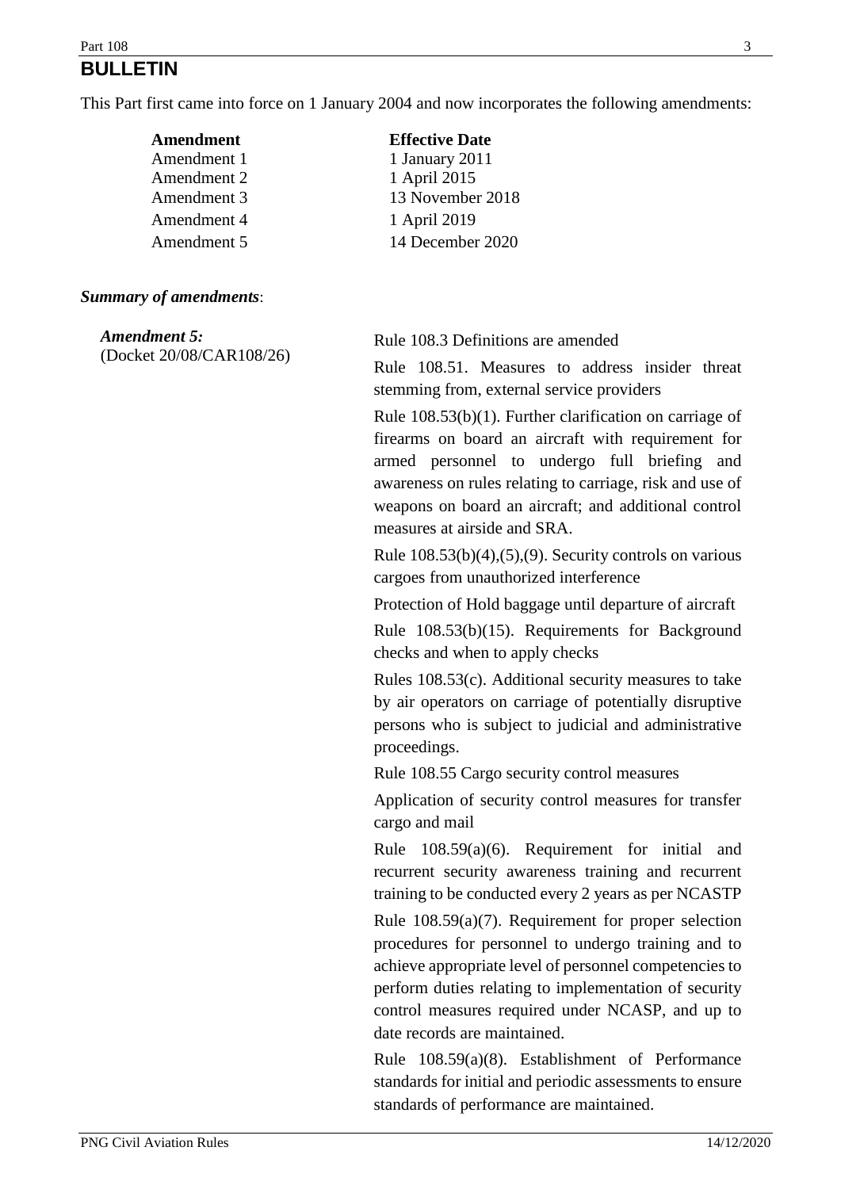# BULLETIN

This Part first came into force on 1 January 2004 and now incorporates the following amendments:

| Amendment | Effective Date |
| --- | --- |
| Amendment 1 | 1 January 2011 |
| Amendment 2 | 1 April 2015 |
| Amendment 3 | 13 November 2018 |
| Amendment 4 | 1 April 2019 |
| Amendment 5 | 14 December 2020 |

***Summary of amendments***:

***Amendment 5:***
(Docket 20/08/CAR108/26)

Rule 108.3 Definitions are amended

Rule 108.51. Measures to address insider threat stemming from, external service providers

Rule 108.53(b)(1). Further clarification on carriage of firearms on board an aircraft with requirement for armed personnel to undergo full briefing and awareness on rules relating to carriage, risk and use of weapons on board an aircraft; and additional control measures at airside and SRA.

Rule 108.53(b)(4),(5),(9). Security controls on various cargoes from unauthorized interference

Protection of Hold baggage until departure of aircraft

Rule 108.53(b)(15). Requirements for Background checks and when to apply checks

Rules 108.53(c). Additional security measures to take by air operators on carriage of potentially disruptive persons who is subject to judicial and administrative proceedings.

Rule 108.55 Cargo security control measures

Application of security control measures for transfer cargo and mail

Rule 108.59(a)(6). Requirement for initial and recurrent security awareness training and recurrent training to be conducted every 2 years as per NCASTP

Rule 108.59(a)(7). Requirement for proper selection procedures for personnel to undergo training and to achieve appropriate level of personnel competencies to perform duties relating to implementation of security control measures required under NCASP, and up to date records are maintained.

Rule 108.59(a)(8). Establishment of Performance standards for initial and periodic assessments to ensure standards of performance are maintained.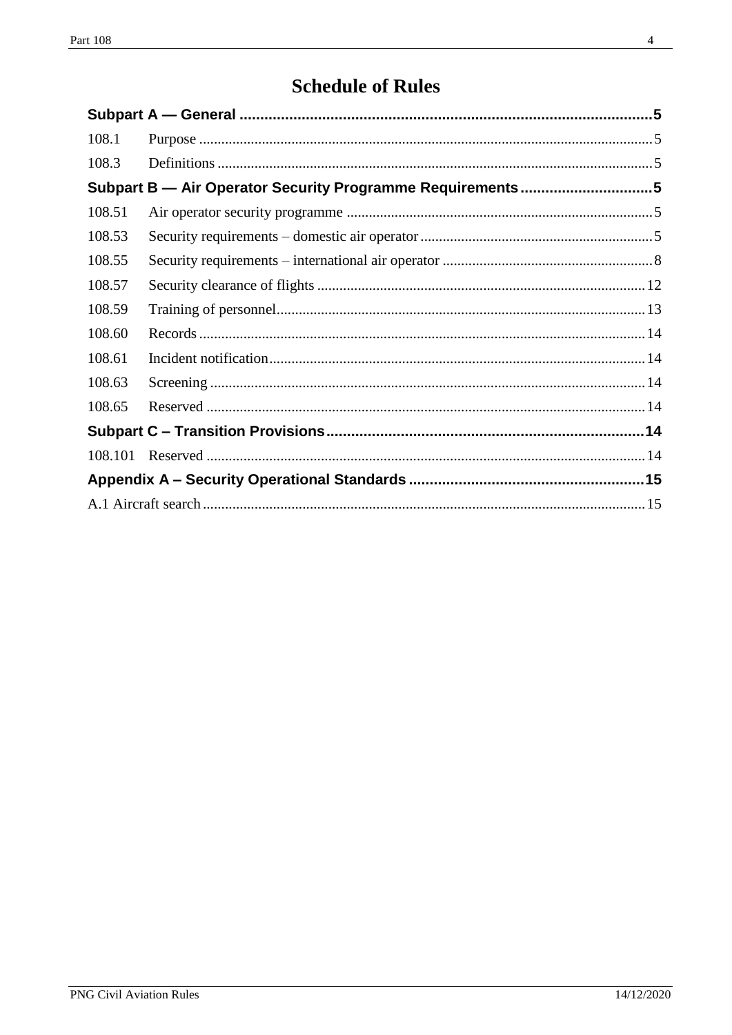# Schedule of Rules

| | | |
|---|---|---|
| **Subpart A — General** | | **5** |
| 108.1 | Purpose | 5 |
| 108.3 | Definitions | 5 |
| **Subpart B — Air Operator Security Programme Requirements** | | **5** |
| 108.51 | Air operator security programme | 5 |
| 108.53 | Security requirements – domestic air operator | 5 |
| 108.55 | Security requirements – international air operator | 8 |
| 108.57 | Security clearance of flights | 12 |
| 108.59 | Training of personnel | 13 |
| 108.60 | Records | 14 |
| 108.61 | Incident notification | 14 |
| 108.63 | Screening | 14 |
| 108.65 | Reserved | 14 |
| **Subpart C – Transition Provisions** | | **14** |
| 108.101 | Reserved | 14 |
| **Appendix A – Security Operational Standards** | | **15** |
| A.1 Aircraft search | | 15 |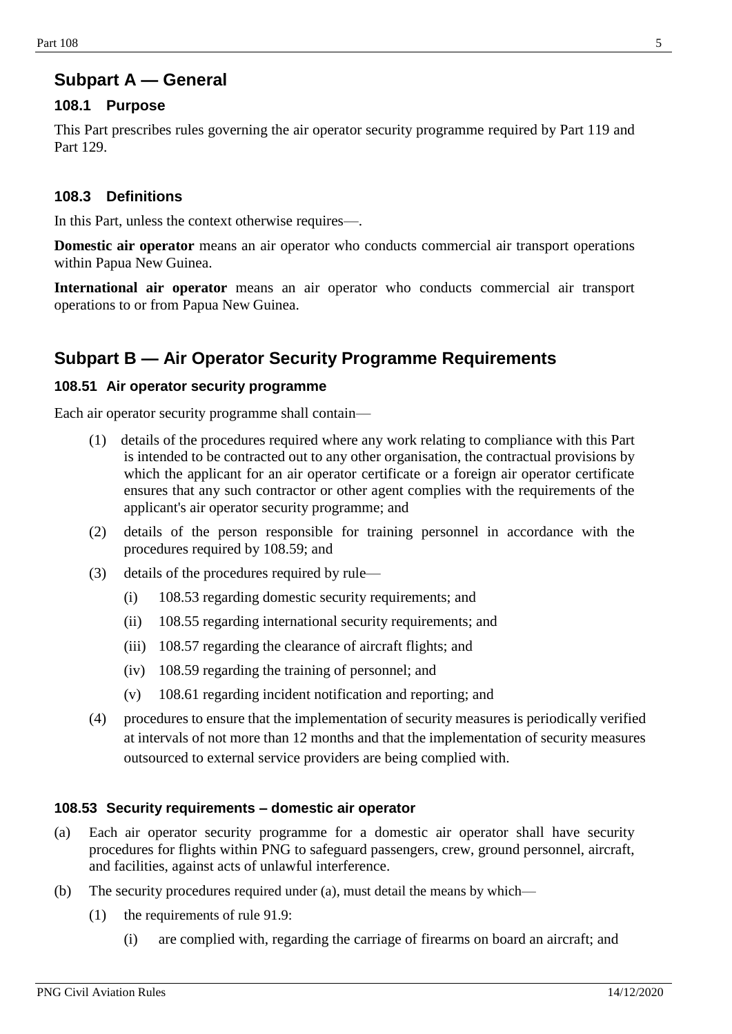## Subpart A — General

### 108.1 Purpose

This Part prescribes rules governing the air operator security programme required by Part 119 and Part 129.

### 108.3 Definitions

In this Part, unless the context otherwise requires—.

**Domestic air operator** means an air operator who conducts commercial air transport operations within Papua New Guinea.

**International air operator** means an air operator who conducts commercial air transport operations to or from Papua New Guinea.

## Subpart B — Air Operator Security Programme Requirements

### 108.51 Air operator security programme

Each air operator security programme shall contain—

(1) details of the procedures required where any work relating to compliance with this Part is intended to be contracted out to any other organisation, the contractual provisions by which the applicant for an air operator certificate or a foreign air operator certificate ensures that any such contractor or other agent complies with the requirements of the applicant's air operator security programme; and

(2) details of the person responsible for training personnel in accordance with the procedures required by 108.59; and

(3) details of the procedures required by rule—

  (i) 108.53 regarding domestic security requirements; and

  (ii) 108.55 regarding international security requirements; and

  (iii) 108.57 regarding the clearance of aircraft flights; and

  (iv) 108.59 regarding the training of personnel; and

  (v) 108.61 regarding incident notification and reporting; and

(4) procedures to ensure that the implementation of security measures is periodically verified at intervals of not more than 12 months and that the implementation of security measures outsourced to external service providers are being complied with.

### 108.53 Security requirements – domestic air operator

(a) Each air operator security programme for a domestic air operator shall have security procedures for flights within PNG to safeguard passengers, crew, ground personnel, aircraft, and facilities, against acts of unlawful interference.

(b) The security procedures required under (a), must detail the means by which—

  (1) the requirements of rule 91.9:

    (i) are complied with, regarding the carriage of firearms on board an aircraft; and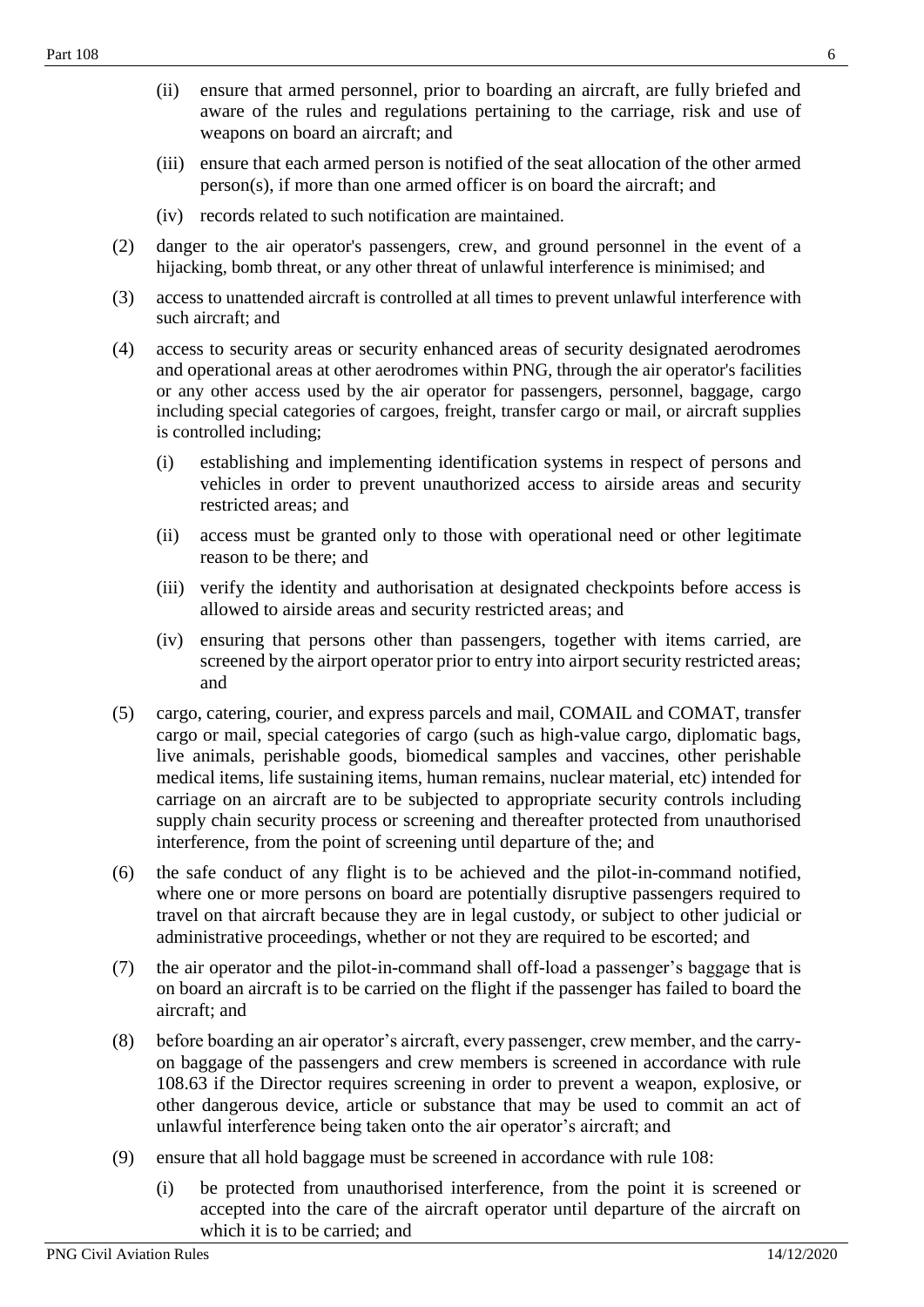(ii) ensure that armed personnel, prior to boarding an aircraft, are fully briefed and aware of the rules and regulations pertaining to the carriage, risk and use of weapons on board an aircraft; and

(iii) ensure that each armed person is notified of the seat allocation of the other armed person(s), if more than one armed officer is on board the aircraft; and

(iv) records related to such notification are maintained.

(2) danger to the air operator's passengers, crew, and ground personnel in the event of a hijacking, bomb threat, or any other threat of unlawful interference is minimised; and

(3) access to unattended aircraft is controlled at all times to prevent unlawful interference with such aircraft; and

(4) access to security areas or security enhanced areas of security designated aerodromes and operational areas at other aerodromes within PNG, through the air operator's facilities or any other access used by the air operator for passengers, personnel, baggage, cargo including special categories of cargoes, freight, transfer cargo or mail, or aircraft supplies is controlled including;

(i) establishing and implementing identification systems in respect of persons and vehicles in order to prevent unauthorized access to airside areas and security restricted areas; and

(ii) access must be granted only to those with operational need or other legitimate reason to be there; and

(iii) verify the identity and authorisation at designated checkpoints before access is allowed to airside areas and security restricted areas; and

(iv) ensuring that persons other than passengers, together with items carried, are screened by the airport operator prior to entry into airport security restricted areas; and

(5) cargo, catering, courier, and express parcels and mail, COMAIL and COMAT, transfer cargo or mail, special categories of cargo (such as high-value cargo, diplomatic bags, live animals, perishable goods, biomedical samples and vaccines, other perishable medical items, life sustaining items, human remains, nuclear material, etc) intended for carriage on an aircraft are to be subjected to appropriate security controls including supply chain security process or screening and thereafter protected from unauthorised interference, from the point of screening until departure of the; and

(6) the safe conduct of any flight is to be achieved and the pilot-in-command notified, where one or more persons on board are potentially disruptive passengers required to travel on that aircraft because they are in legal custody, or subject to other judicial or administrative proceedings, whether or not they are required to be escorted; and

(7) the air operator and the pilot-in-command shall off-load a passenger's baggage that is on board an aircraft is to be carried on the flight if the passenger has failed to board the aircraft; and

(8) before boarding an air operator's aircraft, every passenger, crew member, and the carry-on baggage of the passengers and crew members is screened in accordance with rule 108.63 if the Director requires screening in order to prevent a weapon, explosive, or other dangerous device, article or substance that may be used to commit an act of unlawful interference being taken onto the air operator's aircraft; and

(9) ensure that all hold baggage must be screened in accordance with rule 108:

(i) be protected from unauthorised interference, from the point it is screened or accepted into the care of the aircraft operator until departure of the aircraft on which it is to be carried; and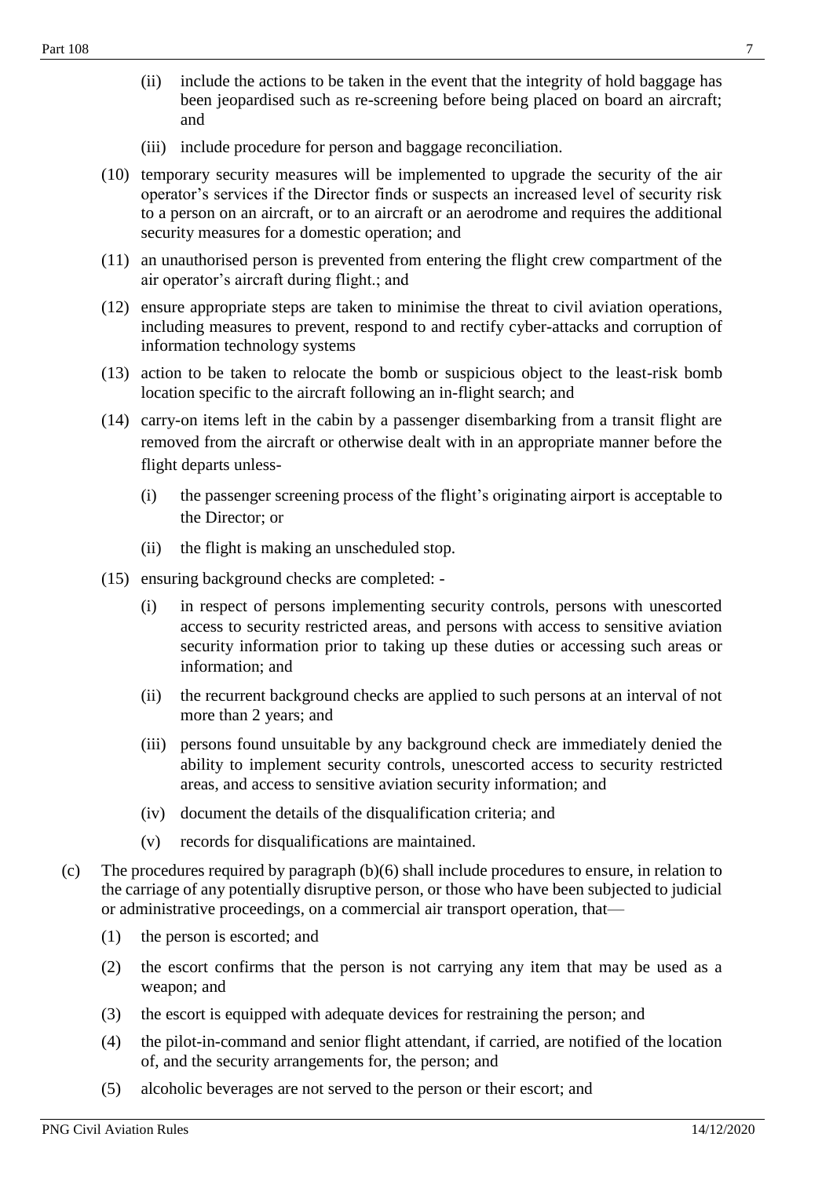- (ii) include the actions to be taken in the event that the integrity of hold baggage has been jeopardised such as re-screening before being placed on board an aircraft; and
- (iii) include procedure for person and baggage reconciliation.

(10) temporary security measures will be implemented to upgrade the security of the air operator's services if the Director finds or suspects an increased level of security risk to a person on an aircraft, or to an aircraft or an aerodrome and requires the additional security measures for a domestic operation; and

(11) an unauthorised person is prevented from entering the flight crew compartment of the air operator's aircraft during flight.; and

(12) ensure appropriate steps are taken to minimise the threat to civil aviation operations, including measures to prevent, respond to and rectify cyber-attacks and corruption of information technology systems

(13) action to be taken to relocate the bomb or suspicious object to the least-risk bomb location specific to the aircraft following an in-flight search; and

(14) carry-on items left in the cabin by a passenger disembarking from a transit flight are removed from the aircraft or otherwise dealt with in an appropriate manner before the flight departs unless-

- (i) the passenger screening process of the flight's originating airport is acceptable to the Director; or
- (ii) the flight is making an unscheduled stop.

(15) ensuring background checks are completed: -

- (i) in respect of persons implementing security controls, persons with unescorted access to security restricted areas, and persons with access to sensitive aviation security information prior to taking up these duties or accessing such areas or information; and
- (ii) the recurrent background checks are applied to such persons at an interval of not more than 2 years; and
- (iii) persons found unsuitable by any background check are immediately denied the ability to implement security controls, unescorted access to security restricted areas, and access to sensitive aviation security information; and
- (iv) document the details of the disqualification criteria; and
- (v) records for disqualifications are maintained.

(c) The procedures required by paragraph (b)(6) shall include procedures to ensure, in relation to the carriage of any potentially disruptive person, or those who have been subjected to judicial or administrative proceedings, on a commercial air transport operation, that—

- (1) the person is escorted; and
- (2) the escort confirms that the person is not carrying any item that may be used as a weapon; and
- (3) the escort is equipped with adequate devices for restraining the person; and
- (4) the pilot-in-command and senior flight attendant, if carried, are notified of the location of, and the security arrangements for, the person; and
- (5) alcoholic beverages are not served to the person or their escort; and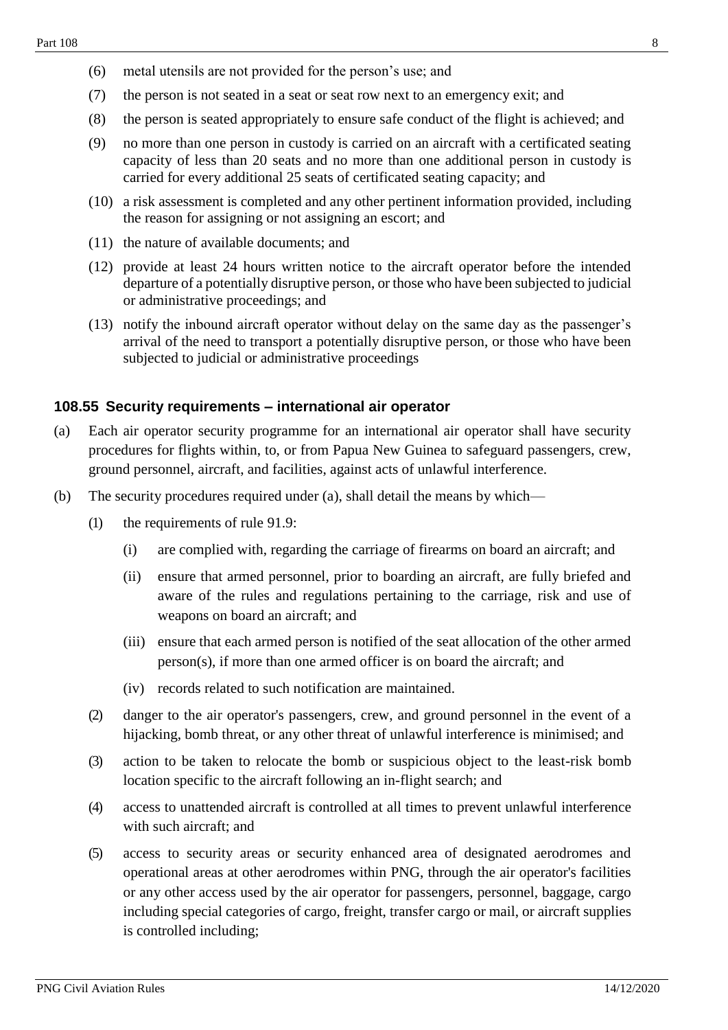(6) metal utensils are not provided for the person's use; and

(7) the person is not seated in a seat or seat row next to an emergency exit; and

(8) the person is seated appropriately to ensure safe conduct of the flight is achieved; and

(9) no more than one person in custody is carried on an aircraft with a certificated seating capacity of less than 20 seats and no more than one additional person in custody is carried for every additional 25 seats of certificated seating capacity; and

(10) a risk assessment is completed and any other pertinent information provided, including the reason for assigning or not assigning an escort; and

(11) the nature of available documents; and

(12) provide at least 24 hours written notice to the aircraft operator before the intended departure of a potentially disruptive person, or those who have been subjected to judicial or administrative proceedings; and

(13) notify the inbound aircraft operator without delay on the same day as the passenger's arrival of the need to transport a potentially disruptive person, or those who have been subjected to judicial or administrative proceedings

### 108.55 Security requirements – international air operator

(a) Each air operator security programme for an international air operator shall have security procedures for flights within, to, or from Papua New Guinea to safeguard passengers, crew, ground personnel, aircraft, and facilities, against acts of unlawful interference.

(b) The security procedures required under (a), shall detail the means by which—

(1) the requirements of rule 91.9:

(i) are complied with, regarding the carriage of firearms on board an aircraft; and

(ii) ensure that armed personnel, prior to boarding an aircraft, are fully briefed and aware of the rules and regulations pertaining to the carriage, risk and use of weapons on board an aircraft; and

(iii) ensure that each armed person is notified of the seat allocation of the other armed person(s), if more than one armed officer is on board the aircraft; and

(iv) records related to such notification are maintained.

(2) danger to the air operator's passengers, crew, and ground personnel in the event of a hijacking, bomb threat, or any other threat of unlawful interference is minimised; and

(3) action to be taken to relocate the bomb or suspicious object to the least-risk bomb location specific to the aircraft following an in-flight search; and

(4) access to unattended aircraft is controlled at all times to prevent unlawful interference with such aircraft; and

(5) access to security areas or security enhanced area of designated aerodromes and operational areas at other aerodromes within PNG, through the air operator's facilities or any other access used by the air operator for passengers, personnel, baggage, cargo including special categories of cargo, freight, transfer cargo or mail, or aircraft supplies is controlled including;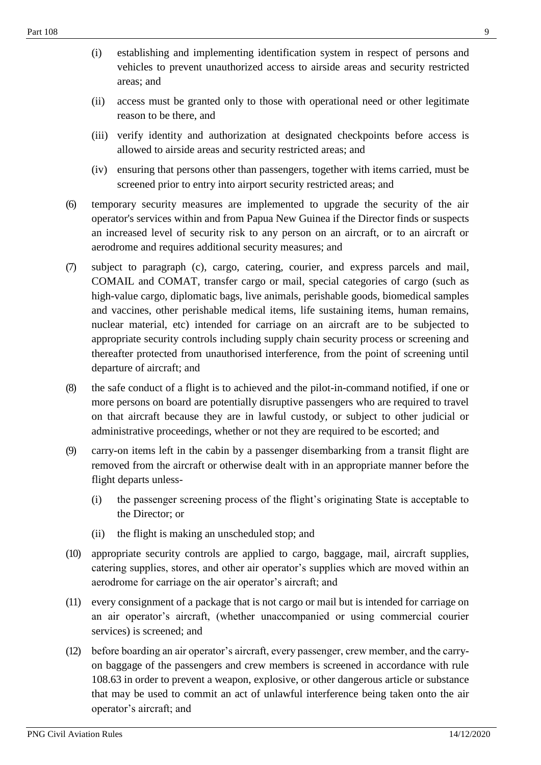(i) establishing and implementing identification system in respect of persons and vehicles to prevent unauthorized access to airside areas and security restricted areas; and

(ii) access must be granted only to those with operational need or other legitimate reason to be there, and

(iii) verify identity and authorization at designated checkpoints before access is allowed to airside areas and security restricted areas; and

(iv) ensuring that persons other than passengers, together with items carried, must be screened prior to entry into airport security restricted areas; and

(6) temporary security measures are implemented to upgrade the security of the air operator's services within and from Papua New Guinea if the Director finds or suspects an increased level of security risk to any person on an aircraft, or to an aircraft or aerodrome and requires additional security measures; and

(7) subject to paragraph (c), cargo, catering, courier, and express parcels and mail, COMAIL and COMAT, transfer cargo or mail, special categories of cargo (such as high-value cargo, diplomatic bags, live animals, perishable goods, biomedical samples and vaccines, other perishable medical items, life sustaining items, human remains, nuclear material, etc) intended for carriage on an aircraft are to be subjected to appropriate security controls including supply chain security process or screening and thereafter protected from unauthorised interference, from the point of screening until departure of aircraft; and

(8) the safe conduct of a flight is to achieved and the pilot-in-command notified, if one or more persons on board are potentially disruptive passengers who are required to travel on that aircraft because they are in lawful custody, or subject to other judicial or administrative proceedings, whether or not they are required to be escorted; and

(9) carry-on items left in the cabin by a passenger disembarking from a transit flight are removed from the aircraft or otherwise dealt with in an appropriate manner before the flight departs unless-

(i) the passenger screening process of the flight's originating State is acceptable to the Director; or

(ii) the flight is making an unscheduled stop; and

(10) appropriate security controls are applied to cargo, baggage, mail, aircraft supplies, catering supplies, stores, and other air operator's supplies which are moved within an aerodrome for carriage on the air operator's aircraft; and

(11) every consignment of a package that is not cargo or mail but is intended for carriage on an air operator's aircraft, (whether unaccompanied or using commercial courier services) is screened; and

(12) before boarding an air operator's aircraft, every passenger, crew member, and the carry-on baggage of the passengers and crew members is screened in accordance with rule 108.63 in order to prevent a weapon, explosive, or other dangerous article or substance that may be used to commit an act of unlawful interference being taken onto the air operator's aircraft; and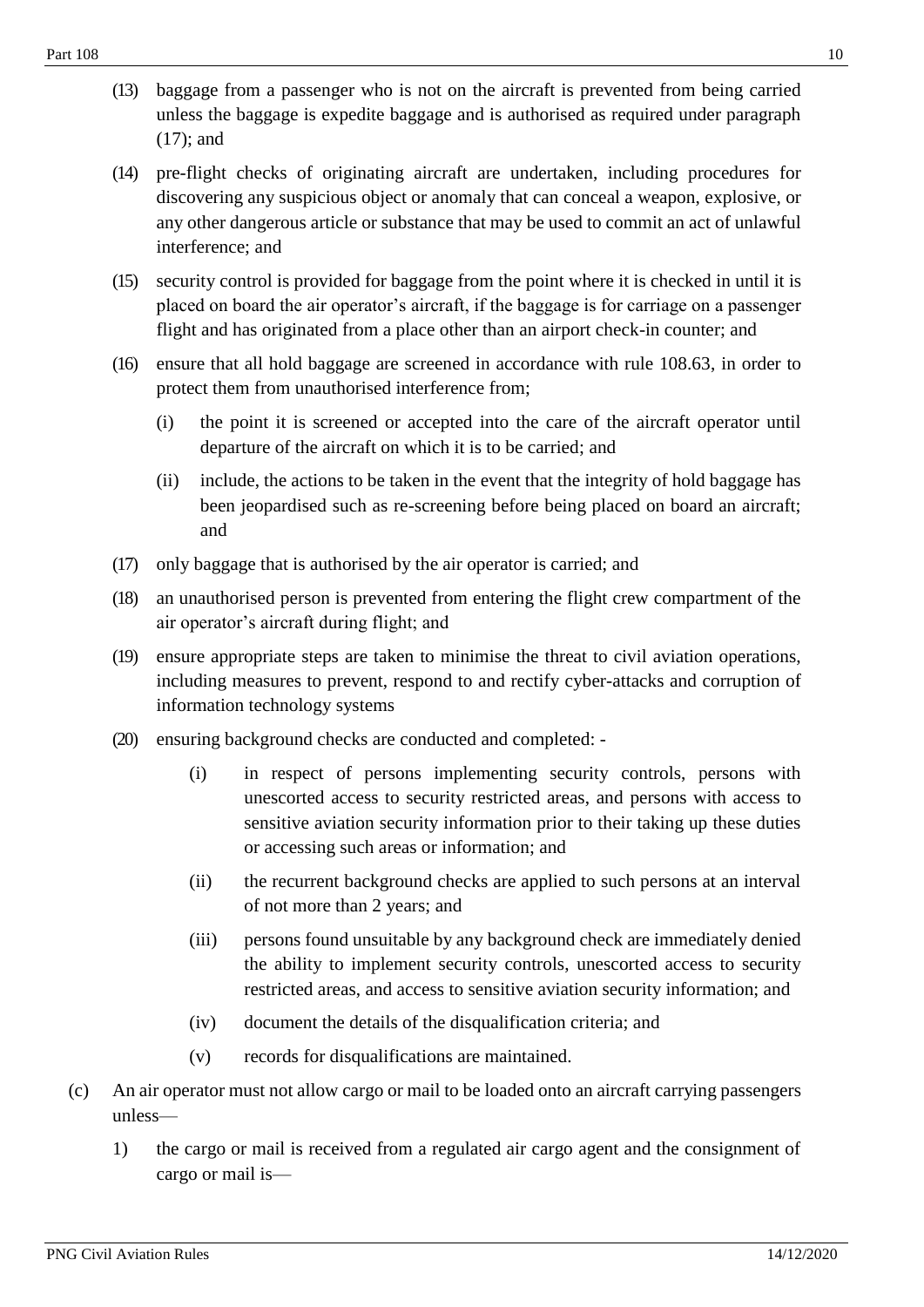(13) baggage from a passenger who is not on the aircraft is prevented from being carried unless the baggage is expedite baggage and is authorised as required under paragraph (17); and

(14) pre-flight checks of originating aircraft are undertaken, including procedures for discovering any suspicious object or anomaly that can conceal a weapon, explosive, or any other dangerous article or substance that may be used to commit an act of unlawful interference; and

(15) security control is provided for baggage from the point where it is checked in until it is placed on board the air operator's aircraft, if the baggage is for carriage on a passenger flight and has originated from a place other than an airport check-in counter; and

(16) ensure that all hold baggage are screened in accordance with rule 108.63, in order to protect them from unauthorised interference from;

(i) the point it is screened or accepted into the care of the aircraft operator until departure of the aircraft on which it is to be carried; and

(ii) include, the actions to be taken in the event that the integrity of hold baggage has been jeopardised such as re-screening before being placed on board an aircraft; and

(17) only baggage that is authorised by the air operator is carried; and

(18) an unauthorised person is prevented from entering the flight crew compartment of the air operator's aircraft during flight; and

(19) ensure appropriate steps are taken to minimise the threat to civil aviation operations, including measures to prevent, respond to and rectify cyber-attacks and corruption of information technology systems

(20) ensuring background checks are conducted and completed: -

(i) in respect of persons implementing security controls, persons with unescorted access to security restricted areas, and persons with access to sensitive aviation security information prior to their taking up these duties or accessing such areas or information; and

(ii) the recurrent background checks are applied to such persons at an interval of not more than 2 years; and

(iii) persons found unsuitable by any background check are immediately denied the ability to implement security controls, unescorted access to security restricted areas, and access to sensitive aviation security information; and

(iv) document the details of the disqualification criteria; and

(v) records for disqualifications are maintained.

(c) An air operator must not allow cargo or mail to be loaded onto an aircraft carrying passengers unless—

1) the cargo or mail is received from a regulated air cargo agent and the consignment of cargo or mail is—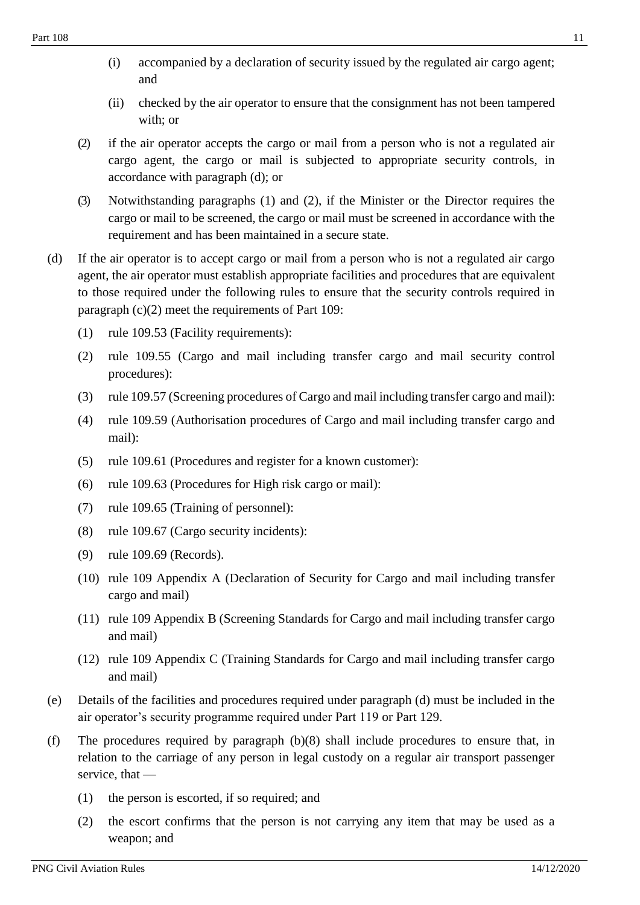(i) accompanied by a declaration of security issued by the regulated air cargo agent; and

(ii) checked by the air operator to ensure that the consignment has not been tampered with; or

(2) if the air operator accepts the cargo or mail from a person who is not a regulated air cargo agent, the cargo or mail is subjected to appropriate security controls, in accordance with paragraph (d); or

(3) Notwithstanding paragraphs (1) and (2), if the Minister or the Director requires the cargo or mail to be screened, the cargo or mail must be screened in accordance with the requirement and has been maintained in a secure state.

(d) If the air operator is to accept cargo or mail from a person who is not a regulated air cargo agent, the air operator must establish appropriate facilities and procedures that are equivalent to those required under the following rules to ensure that the security controls required in paragraph (c)(2) meet the requirements of Part 109:

(1) rule 109.53 (Facility requirements):

(2) rule 109.55 (Cargo and mail including transfer cargo and mail security control procedures):

(3) rule 109.57 (Screening procedures of Cargo and mail including transfer cargo and mail):

(4) rule 109.59 (Authorisation procedures of Cargo and mail including transfer cargo and mail):

(5) rule 109.61 (Procedures and register for a known customer):

(6) rule 109.63 (Procedures for High risk cargo or mail):

(7) rule 109.65 (Training of personnel):

(8) rule 109.67 (Cargo security incidents):

(9) rule 109.69 (Records).

(10) rule 109 Appendix A (Declaration of Security for Cargo and mail including transfer cargo and mail)

(11) rule 109 Appendix B (Screening Standards for Cargo and mail including transfer cargo and mail)

(12) rule 109 Appendix C (Training Standards for Cargo and mail including transfer cargo and mail)

(e) Details of the facilities and procedures required under paragraph (d) must be included in the air operator's security programme required under Part 119 or Part 129.

(f) The procedures required by paragraph (b)(8) shall include procedures to ensure that, in relation to the carriage of any person in legal custody on a regular air transport passenger service, that —

(1) the person is escorted, if so required; and

(2) the escort confirms that the person is not carrying any item that may be used as a weapon; and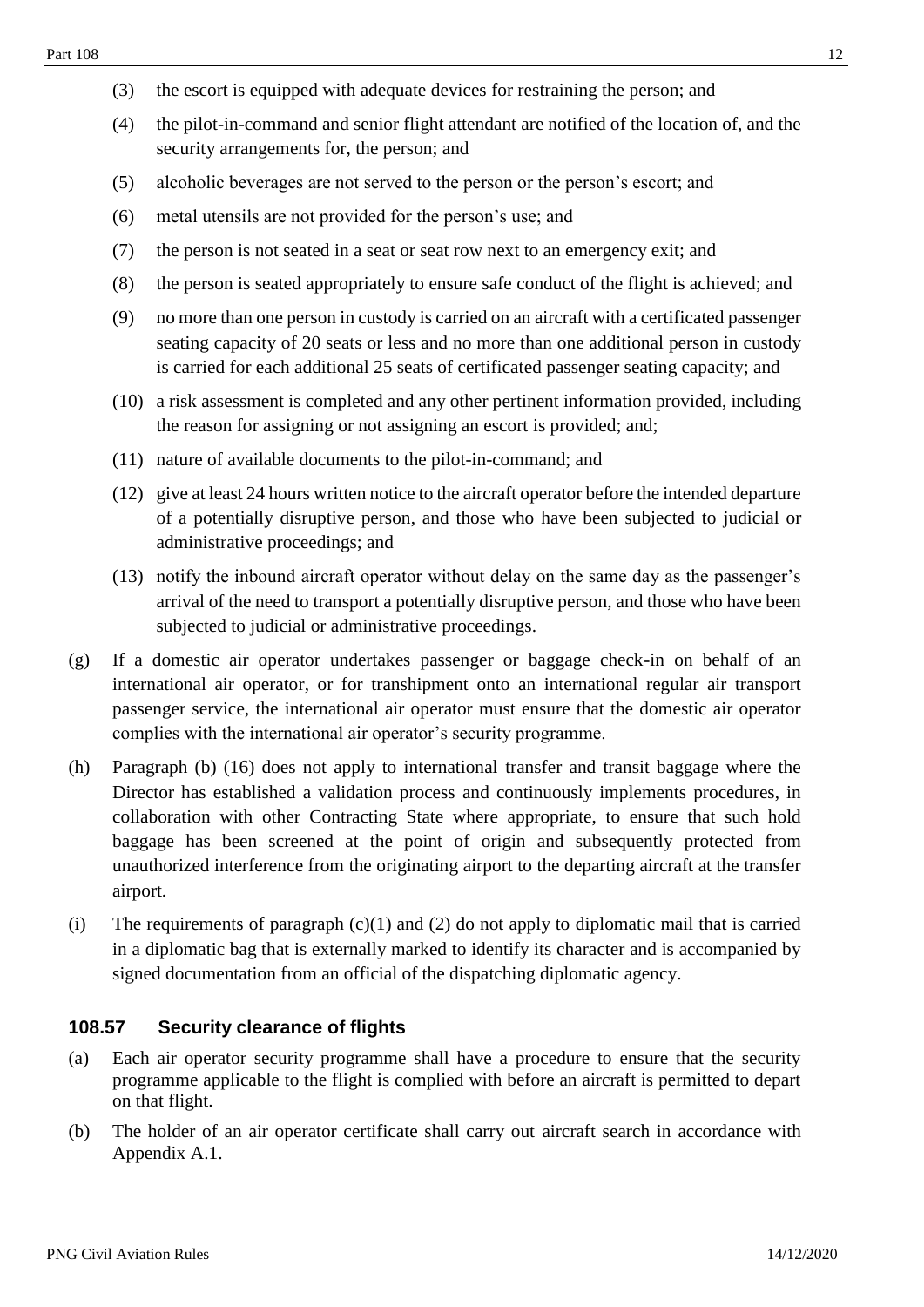(3) the escort is equipped with adequate devices for restraining the person; and

(4) the pilot-in-command and senior flight attendant are notified of the location of, and the security arrangements for, the person; and

(5) alcoholic beverages are not served to the person or the person's escort; and

(6) metal utensils are not provided for the person's use; and

(7) the person is not seated in a seat or seat row next to an emergency exit; and

(8) the person is seated appropriately to ensure safe conduct of the flight is achieved; and

(9) no more than one person in custody is carried on an aircraft with a certificated passenger seating capacity of 20 seats or less and no more than one additional person in custody is carried for each additional 25 seats of certificated passenger seating capacity; and

(10) a risk assessment is completed and any other pertinent information provided, including the reason for assigning or not assigning an escort is provided; and;

(11) nature of available documents to the pilot-in-command; and

(12) give at least 24 hours written notice to the aircraft operator before the intended departure of a potentially disruptive person, and those who have been subjected to judicial or administrative proceedings; and

(13) notify the inbound aircraft operator without delay on the same day as the passenger's arrival of the need to transport a potentially disruptive person, and those who have been subjected to judicial or administrative proceedings.

(g) If a domestic air operator undertakes passenger or baggage check-in on behalf of an international air operator, or for transhipment onto an international regular air transport passenger service, the international air operator must ensure that the domestic air operator complies with the international air operator's security programme.

(h) Paragraph (b) (16) does not apply to international transfer and transit baggage where the Director has established a validation process and continuously implements procedures, in collaboration with other Contracting State where appropriate, to ensure that such hold baggage has been screened at the point of origin and subsequently protected from unauthorized interference from the originating airport to the departing aircraft at the transfer airport.

(i) The requirements of paragraph (c)(1) and (2) do not apply to diplomatic mail that is carried in a diplomatic bag that is externally marked to identify its character and is accompanied by signed documentation from an official of the dispatching diplomatic agency.

### 108.57 Security clearance of flights

(a) Each air operator security programme shall have a procedure to ensure that the security programme applicable to the flight is complied with before an aircraft is permitted to depart on that flight.

(b) The holder of an air operator certificate shall carry out aircraft search in accordance with Appendix A.1.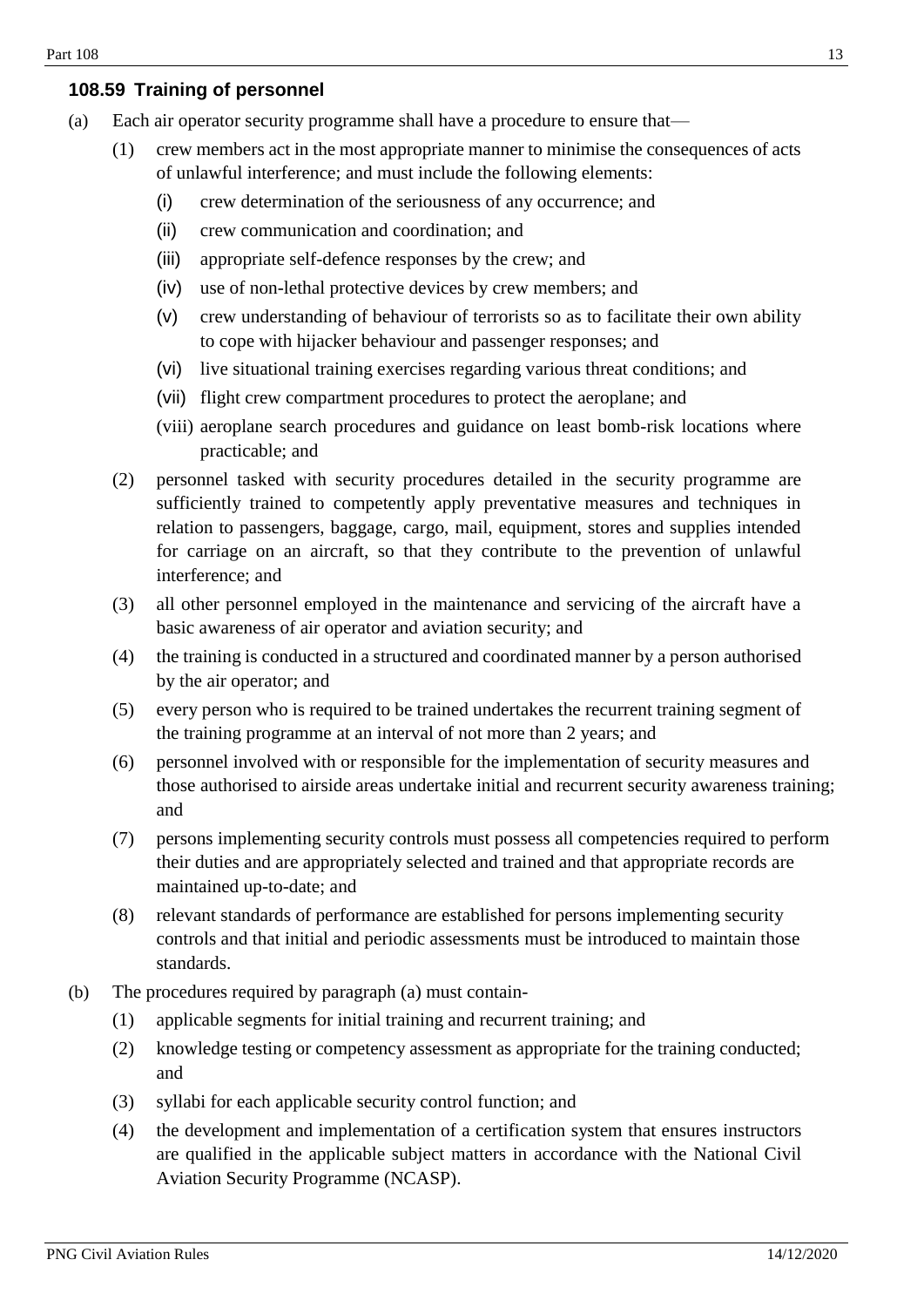### 108.59 Training of personnel

(a) Each air operator security programme shall have a procedure to ensure that—

   (1) crew members act in the most appropriate manner to minimise the consequences of acts of unlawful interference; and must include the following elements:

      (i) crew determination of the seriousness of any occurrence; and

      (ii) crew communication and coordination; and

      (iii) appropriate self-defence responses by the crew; and

      (iv) use of non-lethal protective devices by crew members; and

      (v) crew understanding of behaviour of terrorists so as to facilitate their own ability to cope with hijacker behaviour and passenger responses; and

      (vi) live situational training exercises regarding various threat conditions; and

      (vii) flight crew compartment procedures to protect the aeroplane; and

      (viii) aeroplane search procedures and guidance on least bomb-risk locations where practicable; and

   (2) personnel tasked with security procedures detailed in the security programme are sufficiently trained to competently apply preventative measures and techniques in relation to passengers, baggage, cargo, mail, equipment, stores and supplies intended for carriage on an aircraft, so that they contribute to the prevention of unlawful interference; and

   (3) all other personnel employed in the maintenance and servicing of the aircraft have a basic awareness of air operator and aviation security; and

   (4) the training is conducted in a structured and coordinated manner by a person authorised by the air operator; and

   (5) every person who is required to be trained undertakes the recurrent training segment of the training programme at an interval of not more than 2 years; and

   (6) personnel involved with or responsible for the implementation of security measures and those authorised to airside areas undertake initial and recurrent security awareness training; and

   (7) persons implementing security controls must possess all competencies required to perform their duties and are appropriately selected and trained and that appropriate records are maintained up-to-date; and

   (8) relevant standards of performance are established for persons implementing security controls and that initial and periodic assessments must be introduced to maintain those standards.

(b) The procedures required by paragraph (a) must contain-

   (1) applicable segments for initial training and recurrent training; and

   (2) knowledge testing or competency assessment as appropriate for the training conducted; and

   (3) syllabi for each applicable security control function; and

   (4) the development and implementation of a certification system that ensures instructors are qualified in the applicable subject matters in accordance with the National Civil Aviation Security Programme (NCASP).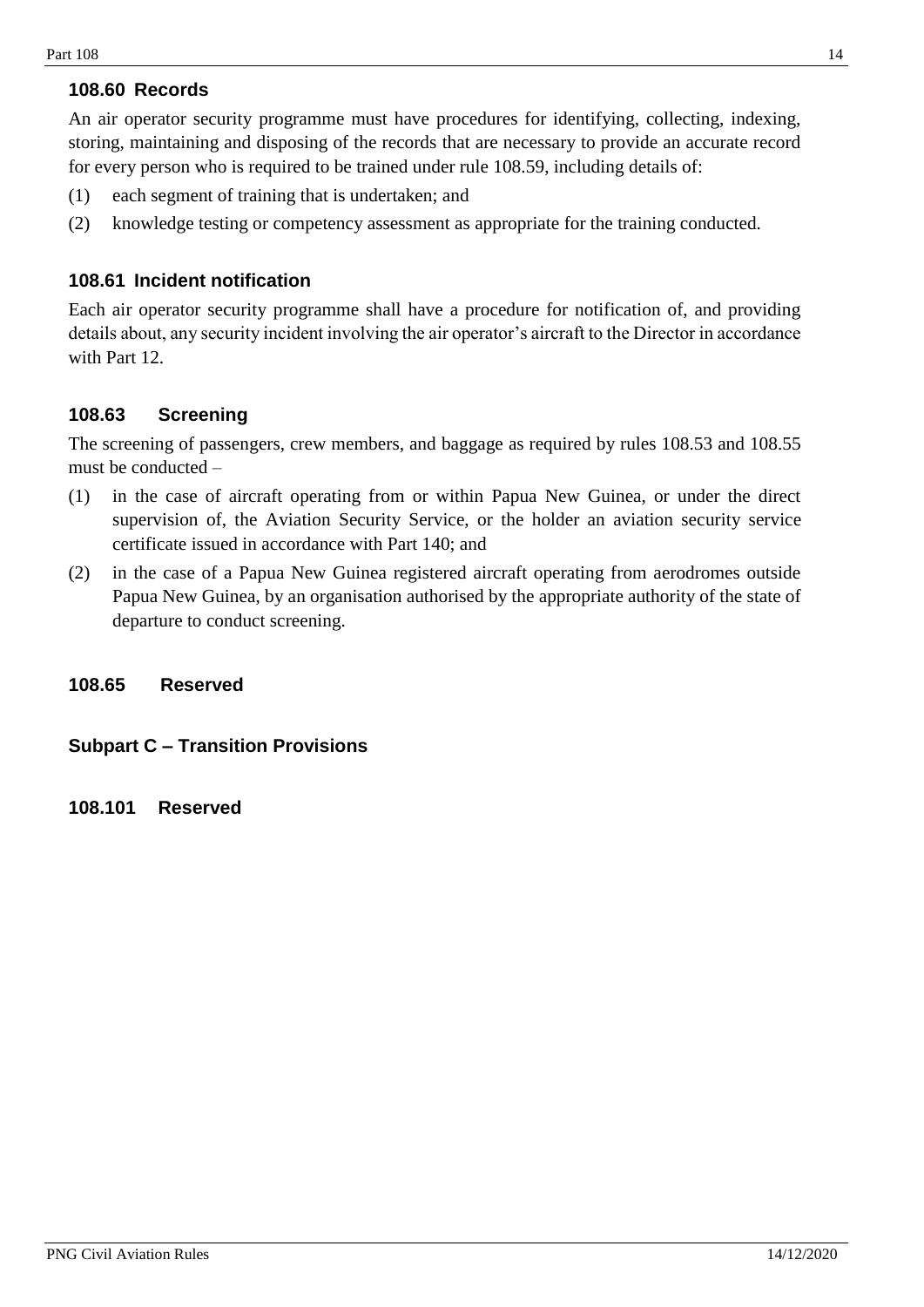### 108.60 Records

An air operator security programme must have procedures for identifying, collecting, indexing, storing, maintaining and disposing of the records that are necessary to provide an accurate record for every person who is required to be trained under rule 108.59, including details of:

(1) each segment of training that is undertaken; and

(2) knowledge testing or competency assessment as appropriate for the training conducted.

### 108.61 Incident notification

Each air operator security programme shall have a procedure for notification of, and providing details about, any security incident involving the air operator's aircraft to the Director in accordance with Part 12.

### 108.63 Screening

The screening of passengers, crew members, and baggage as required by rules 108.53 and 108.55 must be conducted –

(1) in the case of aircraft operating from or within Papua New Guinea, or under the direct supervision of, the Aviation Security Service, or the holder an aviation security service certificate issued in accordance with Part 140; and

(2) in the case of a Papua New Guinea registered aircraft operating from aerodromes outside Papua New Guinea, by an organisation authorised by the appropriate authority of the state of departure to conduct screening.

### 108.65 Reserved

## Subpart C – Transition Provisions

### 108.101 Reserved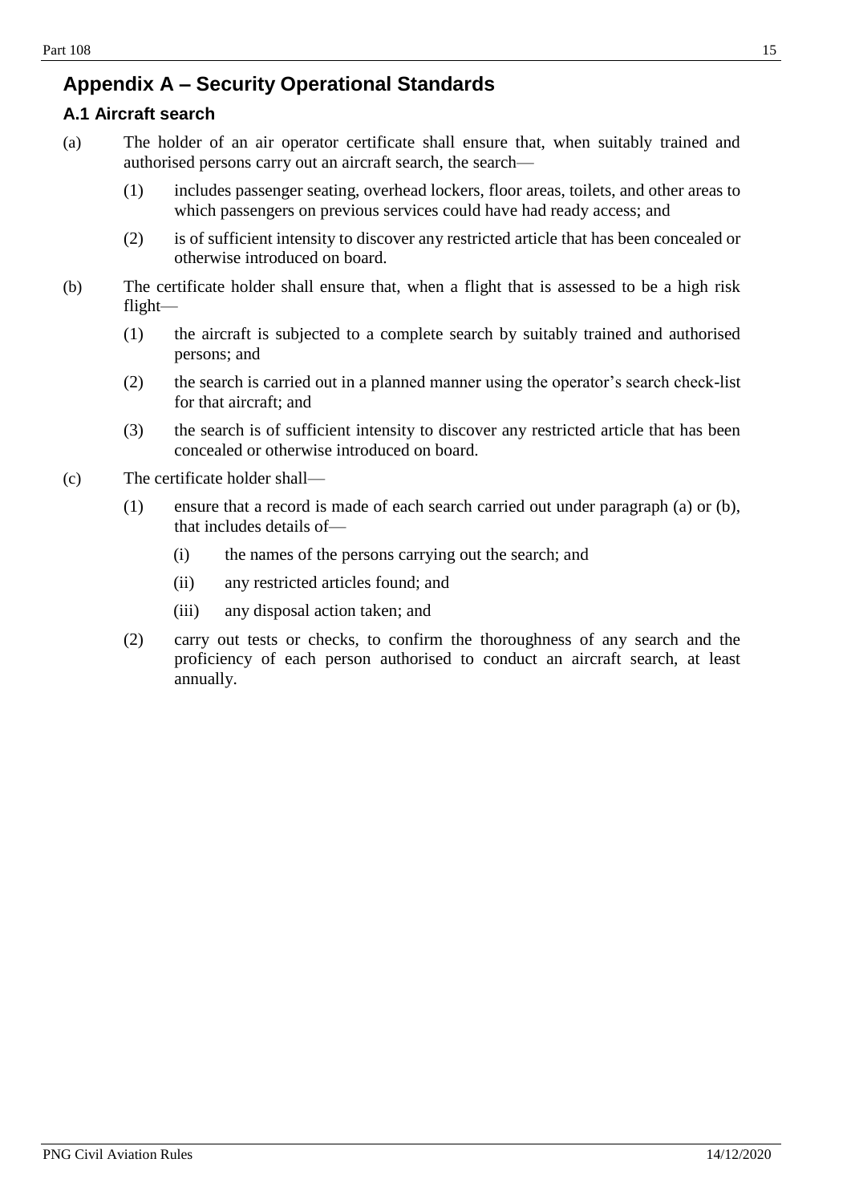# Appendix A – Security Operational Standards

## A.1 Aircraft search

(a) The holder of an air operator certificate shall ensure that, when suitably trained and authorised persons carry out an aircraft search, the search—

- (1) includes passenger seating, overhead lockers, floor areas, toilets, and other areas to which passengers on previous services could have had ready access; and
- (2) is of sufficient intensity to discover any restricted article that has been concealed or otherwise introduced on board.

(b) The certificate holder shall ensure that, when a flight that is assessed to be a high risk flight—

- (1) the aircraft is subjected to a complete search by suitably trained and authorised persons; and
- (2) the search is carried out in a planned manner using the operator's search check-list for that aircraft; and
- (3) the search is of sufficient intensity to discover any restricted article that has been concealed or otherwise introduced on board.

(c) The certificate holder shall—

- (1) ensure that a record is made of each search carried out under paragraph (a) or (b), that includes details of—
  - (i) the names of the persons carrying out the search; and
  - (ii) any restricted articles found; and
  - (iii) any disposal action taken; and
- (2) carry out tests or checks, to confirm the thoroughness of any search and the proficiency of each person authorised to conduct an aircraft search, at least annually.